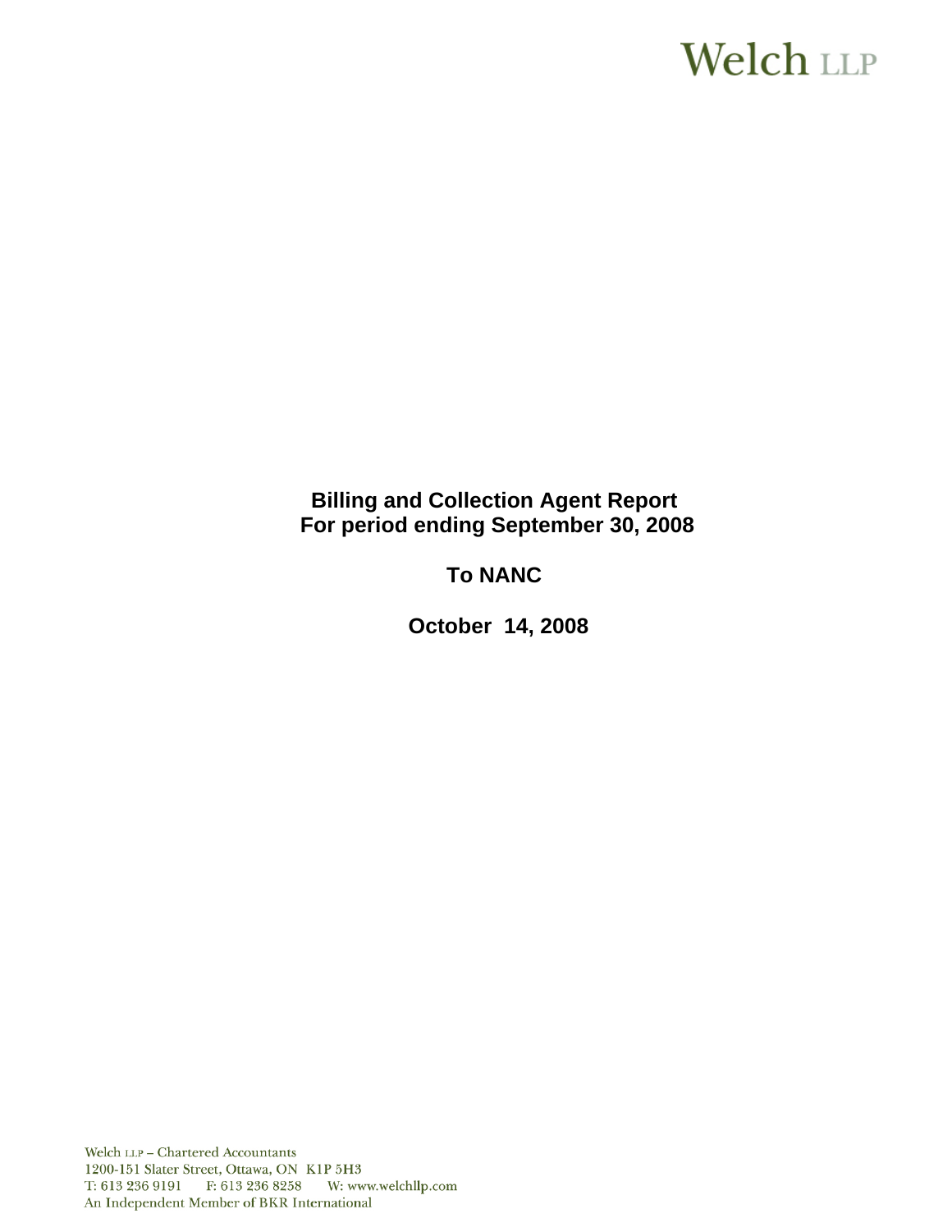Welch LLP

**Billing and Collection Agent Report**
**For period ending September 30, 2008**

**To NANC**

**October 14, 2008**

Welch LLP – Chartered Accountants
1200-151 Slater Street, Ottawa, ON K1P 5H3
T: 613 236 9191 F: 613 236 8258 W: www.welchllp.com
An Independent Member of BKR International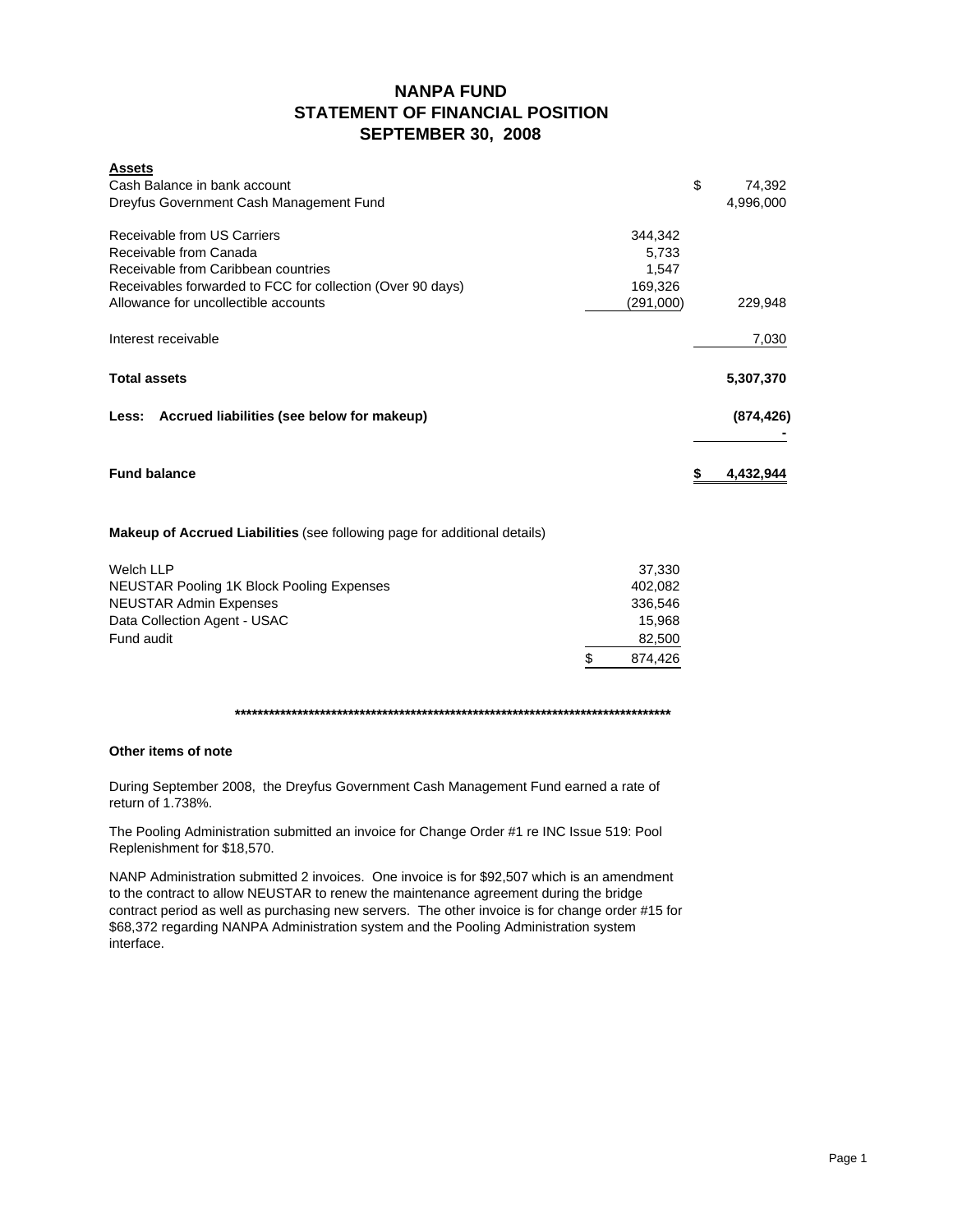# NANPA FUND
## STATEMENT OF FINANCIAL POSITION
## SEPTEMBER 30, 2008

| **Assets** | | |
|---|---|---|
| Cash Balance in bank account | | $ 74,392 |
| Dreyfus Government Cash Management Fund | | 4,996,000 |
| | | |
| Receivable from US Carriers | 344,342 | |
| Receivable from Canada | 5,733 | |
| Receivable from Caribbean countries | 1,547 | |
| Receivables forwarded to FCC for collection (Over 90 days) | 169,326 | |
| Allowance for uncollectible accounts | (291,000) | 229,948 |
| | | |
| Interest receivable | | 7,030 |
| | | |
| **Total assets** | | **5,307,370** |
| | | |
| **Less: Accrued liabilities (see below for makeup)** | | **(874,426)** |
| | | **-** |
| | | |
| **Fund balance** | | **$ 4,432,944** |

**Makeup of Accrued Liabilities** (see following page for additional details)

| | |
|---|---|
| Welch LLP | 37,330 |
| NEUSTAR Pooling 1K Block Pooling Expenses | 402,082 |
| NEUSTAR Admin Expenses | 336,546 |
| Data Collection Agent - USAC | 15,968 |
| Fund audit | 82,500 |
| | $ 874,426 |

*******************************************************************************

**Other items of note**

During September 2008, the Dreyfus Government Cash Management Fund earned a rate of return of 1.738%.

The Pooling Administration submitted an invoice for Change Order #1 re INC Issue 519: Pool Replenishment for $18,570.

NANP Administration submitted 2 invoices. One invoice is for $92,507 which is an amendment to the contract to allow NEUSTAR to renew the maintenance agreement during the bridge contract period as well as purchasing new servers. The other invoice is for change order #15 for $68,372 regarding NANPA Administration system and the Pooling Administration system interface.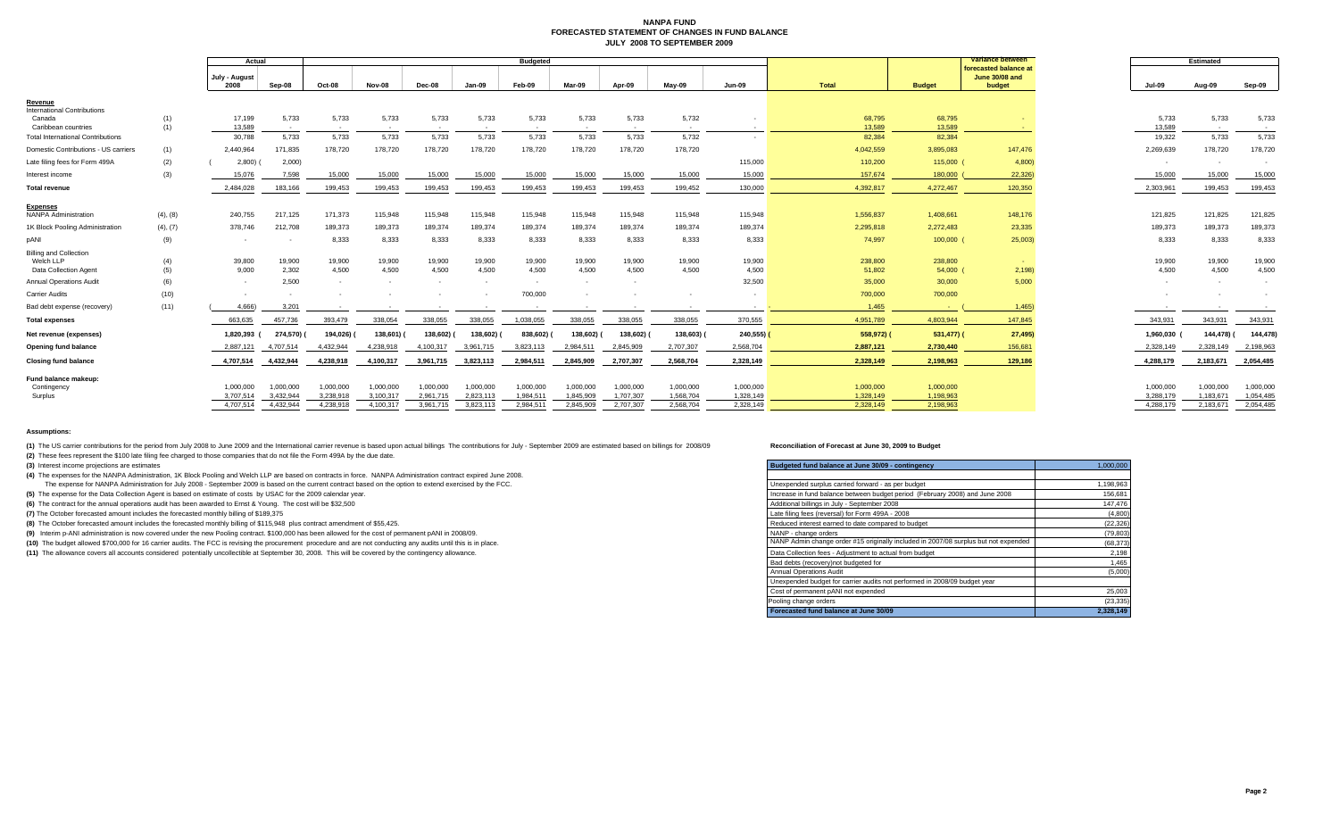# NANPA FUND
## FORECASTED STATEMENT OF CHANGES IN FUND BALANCE
### JULY 2008 TO SEPTEMBER 2009

| | | Actual | | Budgeted | | | | | | | | | | | Variance between forecasted balance at June 30/08 and budget | Estimated | | |
|---|---|---|---|---|---|---|---|---|---|---|---|---|---|---|---|---|---|---|
| | | July - August 2008 | Sep-08 | Oct-08 | Nov-08 | Dec-08 | Jan-09 | Feb-09 | Mar-09 | Apr-09 | May-09 | Jun-09 | Total | Budget | | Jul-09 | Aug-09 | Sep-09 |
| **Revenue** | | | | | | | | | | | | | | | | | | |
| International Contributions | | | | | | | | | | | | | | | | | | |
| Canada | (1) | 17,199 | 5,733 | 5,733 | 5,733 | 5,733 | 5,733 | 5,733 | 5,733 | 5,733 | 5,732 | - | 68,795 | 68,795 | - | 5,733 | 5,733 | 5,733 |
| Caribbean countries | (1) | 13,589 | - | - | - | - | - | - | - | - | - | - | 13,589 | 13,589 | - | 13,589 | - | - |
| Total International Contributions | | 30,788 | 5,733 | 5,733 | 5,733 | 5,733 | 5,733 | 5,733 | 5,733 | 5,733 | 5,732 | - | 82,384 | 82,384 | - | 19,322 | 5,733 | 5,733 |
| Domestic Contributions - US carriers | (1) | 2,440,964 | 171,835 | 178,720 | 178,720 | 178,720 | 178,720 | 178,720 | 178,720 | 178,720 | 178,720 | | 4,042,559 | 3,895,083 | 147,476 | 2,269,639 | 178,720 | 178,720 |
| Late filing fees for Form 499A | (2) | ( 2,800) ( | 2,000) | | | | | | | | | 115,000 | 110,200 | 115,000 ( | 4,800) | - | - | - |
| Interest income | (3) | 15,076 | 7,598 | 15,000 | 15,000 | 15,000 | 15,000 | 15,000 | 15,000 | 15,000 | 15,000 | 15,000 | 157,674 | 180,000 ( | 22,326) | 15,000 | 15,000 | 15,000 |
| **Total revenue** | | 2,484,028 | 183,166 | 199,453 | 199,453 | 199,453 | 199,453 | 199,453 | 199,453 | 199,453 | 199,452 | 130,000 | 4,392,817 | 4,272,467 | 120,350 | 2,303,961 | 199,453 | 199,453 |
| **Expenses** | | | | | | | | | | | | | | | | | | |
| NANPA Administration | (4), (8) | 240,755 | 217,125 | 171,373 | 115,948 | 115,948 | 115,948 | 115,948 | 115,948 | 115,948 | 115,948 | 115,948 | 1,556,837 | 1,408,661 | 148,176 | 121,825 | 121,825 | 121,825 |
| 1K Block Pooling Administration | (4), (7) | 378,746 | 212,708 | 189,373 | 189,373 | 189,374 | 189,374 | 189,374 | 189,374 | 189,374 | 189,374 | 189,374 | 2,295,818 | 2,272,483 | 23,335 | 189,373 | 189,373 | 189,373 |
| pANI | (9) | - | - | 8,333 | 8,333 | 8,333 | 8,333 | 8,333 | 8,333 | 8,333 | 8,333 | 8,333 | 74,997 | 100,000 ( | 25,003) | 8,333 | 8,333 | 8,333 |
| Billing and Collection | | | | | | | | | | | | | | | | | | |
| Welch LLP | (4) | 39,800 | 19,900 | 19,900 | 19,900 | 19,900 | 19,900 | 19,900 | 19,900 | 19,900 | 19,900 | 19,900 | 238,800 | 238,800 | - | 19,900 | 19,900 | 19,900 |
| Data Collection Agent | (5) | 9,000 | 2,302 | 4,500 | 4,500 | 4,500 | 4,500 | 4,500 | 4,500 | 4,500 | 4,500 | 4,500 | 51,802 | 54,000 ( | 2,198) | 4,500 | 4,500 | 4,500 |
| Annual Operations Audit | (6) | - | 2,500 | - | - | - | - | - | - | - | - | 32,500 | 35,000 | 30,000 | 5,000 | - | - | - |
| Carrier Audits | (10) | - | - | - | - | - | - | 700,000 | - | - | - | - | 700,000 | 700,000 | | - | - | - |
| Bad debt expense (recovery) | (11) | ( 4,666) | 3,201 | - | - | - | - | - | - | - | - | - | 1,465 | - ( | 1,465) | - | - | - |
| **Total expenses** | | 663,635 | 457,736 | 393,479 | 338,054 | 338,055 | 338,055 | 1,038,055 | 338,055 | 338,055 | 338,055 | 370,555 | 4,951,789 | 4,803,944 | 147,845 | 343,931 | 343,931 | 343,931 |
| **Net revenue (expenses)** | | 1,820,393 ( | 274,570) ( | 194,026) ( | 138,601) ( | 138,602) ( | 138,602) ( | 838,602) ( | 138,602) ( | 138,602) ( | 138,603) ( | 240,555) ( | 558,972) ( | 531,477) ( | 27,495) | 1,960,030 ( | 144,478) ( | 144,478) |
| **Opening fund balance** | | 2,887,121 | 4,707,514 | 4,432,944 | 4,238,918 | 4,100,317 | 3,961,715 | 3,823,113 | 2,984,511 | 2,845,909 | 2,707,307 | 2,568,704 | 2,887,121 | 2,730,440 | 156,681 | 2,328,149 | 2,328,149 | 2,198,963 |
| **Closing fund balance** | | 4,707,514 | 4,432,944 | 4,238,918 | 4,100,317 | 3,961,715 | 3,823,113 | 2,984,511 | 2,845,909 | 2,707,307 | 2,568,704 | 2,328,149 | 2,328,149 | 2,198,963 | 129,186 | 4,288,179 | 2,183,671 | 2,054,485 |
| **Fund balance makeup:** | | | | | | | | | | | | | | | | | | |
| Contingency | | 1,000,000 | 1,000,000 | 1,000,000 | 1,000,000 | 1,000,000 | 1,000,000 | 1,000,000 | 1,000,000 | 1,000,000 | 1,000,000 | 1,000,000 | 1,000,000 | 1,000,000 | | 1,000,000 | 1,000,000 | 1,000,000 |
| Surplus | | 3,707,514 | 3,432,944 | 3,238,918 | 3,100,317 | 2,961,715 | 2,823,113 | 1,984,511 | 1,845,909 | 1,707,307 | 1,568,704 | 1,328,149 | 1,328,149 | 1,198,963 | | 3,288,179 | 1,183,671 | 1,054,485 |
| | | 4,707,514 | 4,432,944 | 4,238,918 | 4,100,317 | 3,961,715 | 3,823,113 | 2,984,511 | 2,845,909 | 2,707,307 | 2,568,704 | 2,328,149 | 2,328,149 | 2,198,963 | | 4,288,179 | 2,183,671 | 2,054,485 |

**Assumptions:**

**(1)** The US carrier contributions for the period from July 2008 to June 2009 and the International carrier revenue is based upon actual billings The contributions for July - September 2009 are estimated based on billings for 2008/09

**(2)** These fees represent the $100 late filing fee charged to those companies that do not file the Form 499A by the due date.

**(3)** Interest income projections are estimates

**(4)** The expenses for the NANPA Administration, 1K Block Pooling and Welch LLP are based on contracts in force. NANPA Administration contract expired June 2008.
The expense for NANPA Administration for July 2008 - September 2009 is based on the current contract based on the option to extend exercised by the FCC.

**(5)** The expense for the Data Collection Agent is based on estimate of costs by USAC for the 2009 calendar year.

**(6)** The contract for the annual operations audit has been awarded to Ernst & Young. The cost will be $32,500

**(7)** The October forecasted amount includes the forecasted monthly billing of $189,375

**(8)** The October forecasted amount includes the forecasted monthly billing of $115,948 plus contract amendment of $55,425.

**(9)** Interim p-ANI administration is now covered under the new Pooling contract. $100,000 has been allowed for the cost of permanent pANI in 2008/09.

**(10)** The budget allowed $700,000 for 16 carrier audits. The FCC is revising the procurement procedure and are not conducting any audits until this is in place.

**(11)** The allowance covers all accounts considered potentially uncollectible at September 30, 2008. This will be covered by the contingency allowance.

**Reconciliation of Forecast at June 30, 2009 to Budget**

| Budgeted fund balance at June 30/09 - contingency | 1,000,000 |
|---|---|
| | |
| Unexpended surplus carried forward - as per budget | 1,198,963 |
| Increase in fund balance between budget period (February 2008) and June 2008 | 156,681 |
| Additional billings in July - September 2008 | 147,476 |
| Late filing fees (reversal) for Form 499A - 2008 | (4,800) |
| Reduced interest earned to date compared to budget | (22,326) |
| NANP - change orders | (79,803) |
| NANP Admin change order #15 originally included in 2007/08 surplus but not expended | (68,373) |
| Data Collection fees - Adjustment to actual from budget | 2,198 |
| Bad debts (recovery)not budgeted for | 1,465 |
| Annual Operations Audit | (5,000) |
| Unexpended budget for carrier audits not performed in 2008/09 budget year | |
| Cost of permanent pANI not expended | 25,003 |
| Pooling change orders | (23,335) |
| **Forecasted fund balance at June 30/09** | **2,328,149** |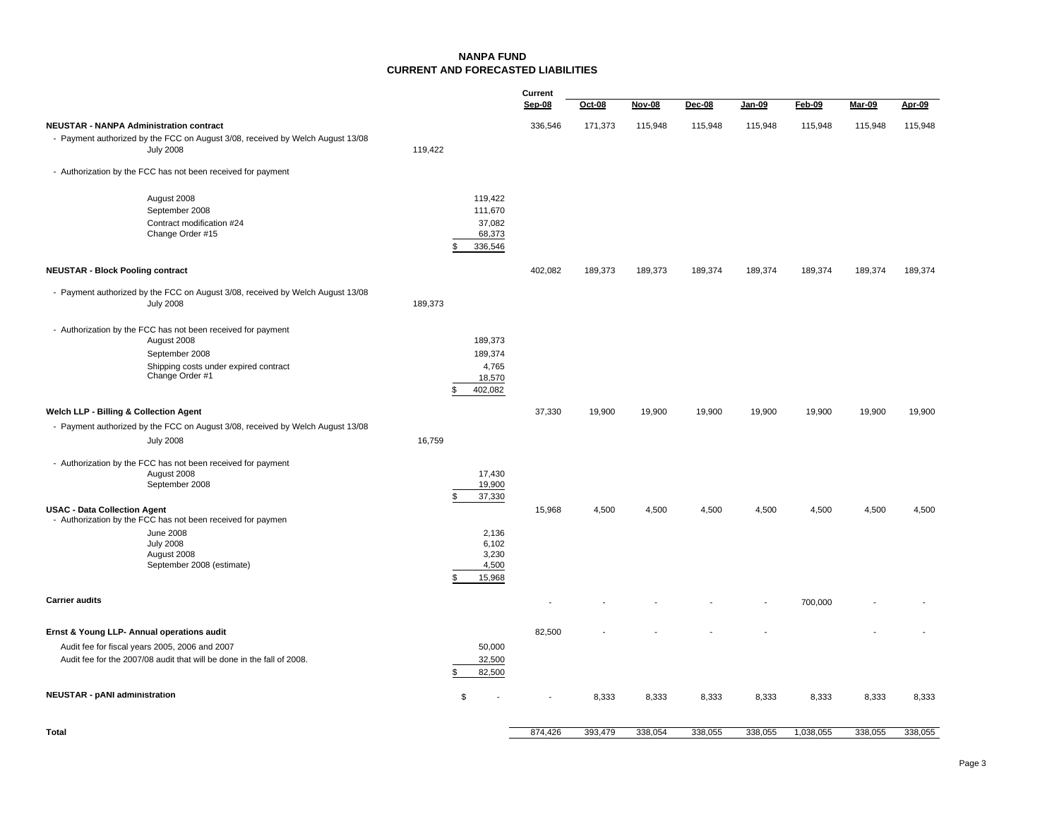# NANPA FUND
## CURRENT AND FORECASTED LIABILITIES

| | | | Current Sep-08 | Oct-08 | Nov-08 | Dec-08 | Jan-09 | Feb-09 | Mar-09 | Apr-09 |
|---|---|---|---|---|---|---|---|---|---|---|
| **NEUSTAR - NANPA Administration contract** | | | 336,546 | 171,373 | 115,948 | 115,948 | 115,948 | 115,948 | 115,948 | 115,948 |
| - Payment authorized by the FCC on August 3/08, received by Welch August 13/08 | | | | | | | | | | |
| July 2008 | 119,422 | | | | | | | | | |
| - Authorization by the FCC has not been received for payment | | | | | | | | | | |
| August 2008 | | 119,422 | | | | | | | | |
| September 2008 | | 111,670 | | | | | | | | |
| Contract modification #24 | | 37,082 | | | | | | | | |
| Change Order #15 | | 68,373 | | | | | | | | |
| | | $ 336,546 | | | | | | | | |
| **NEUSTAR - Block Pooling contract** | | | 402,082 | 189,373 | 189,373 | 189,374 | 189,374 | 189,374 | 189,374 | 189,374 |
| - Payment authorized by the FCC on August 3/08, received by Welch August 13/08 | | | | | | | | | | |
| July 2008 | 189,373 | | | | | | | | | |
| - Authorization by the FCC has not been received for payment | | | | | | | | | | |
| August 2008 | | 189,373 | | | | | | | | |
| September 2008 | | 189,374 | | | | | | | | |
| Shipping costs under expired contract | | 4,765 | | | | | | | | |
| Change Order #1 | | 18,570 | | | | | | | | |
| | | $ 402,082 | | | | | | | | |
| **Welch LLP - Billing & Collection Agent** | | | 37,330 | 19,900 | 19,900 | 19,900 | 19,900 | 19,900 | 19,900 | 19,900 |
| - Payment authorized by the FCC on August 3/08, received by Welch August 13/08 | | | | | | | | | | |
| July 2008 | 16,759 | | | | | | | | | |
| - Authorization by the FCC has not been received for payment | | | | | | | | | | |
| August 2008 | | 17,430 | | | | | | | | |
| September 2008 | | 19,900 | | | | | | | | |
| | | $ 37,330 | | | | | | | | |
| **USAC - Data Collection Agent** | | | 15,968 | 4,500 | 4,500 | 4,500 | 4,500 | 4,500 | 4,500 | 4,500 |
| - Authorization by the FCC has not been received for paymen | | | | | | | | | | |
| June 2008 | | 2,136 | | | | | | | | |
| July 2008 | | 6,102 | | | | | | | | |
| August 2008 | | 3,230 | | | | | | | | |
| September 2008 (estimate) | | 4,500 | | | | | | | | |
| | | $ 15,968 | | | | | | | | |
| **Carrier audits** | | | - | - | - | - | - | 700,000 | - | - |
| **Ernst & Young LLP- Annual operations audit** | | | 82,500 | - | - | - | - | | - | - |
| Audit fee for fiscal years 2005, 2006 and 2007 | | 50,000 | | | | | | | | |
| Audit fee for the 2007/08 audit that will be done in the fall of 2008. | | 32,500 | | | | | | | | |
| | | $ 82,500 | | | | | | | | |
| **NEUSTAR - pANI administration** | | $ - | - | 8,333 | 8,333 | 8,333 | 8,333 | 8,333 | 8,333 | 8,333 |
| **Total** | | | 874,426 | 393,479 | 338,054 | 338,055 | 338,055 | 1,038,055 | 338,055 | 338,055 |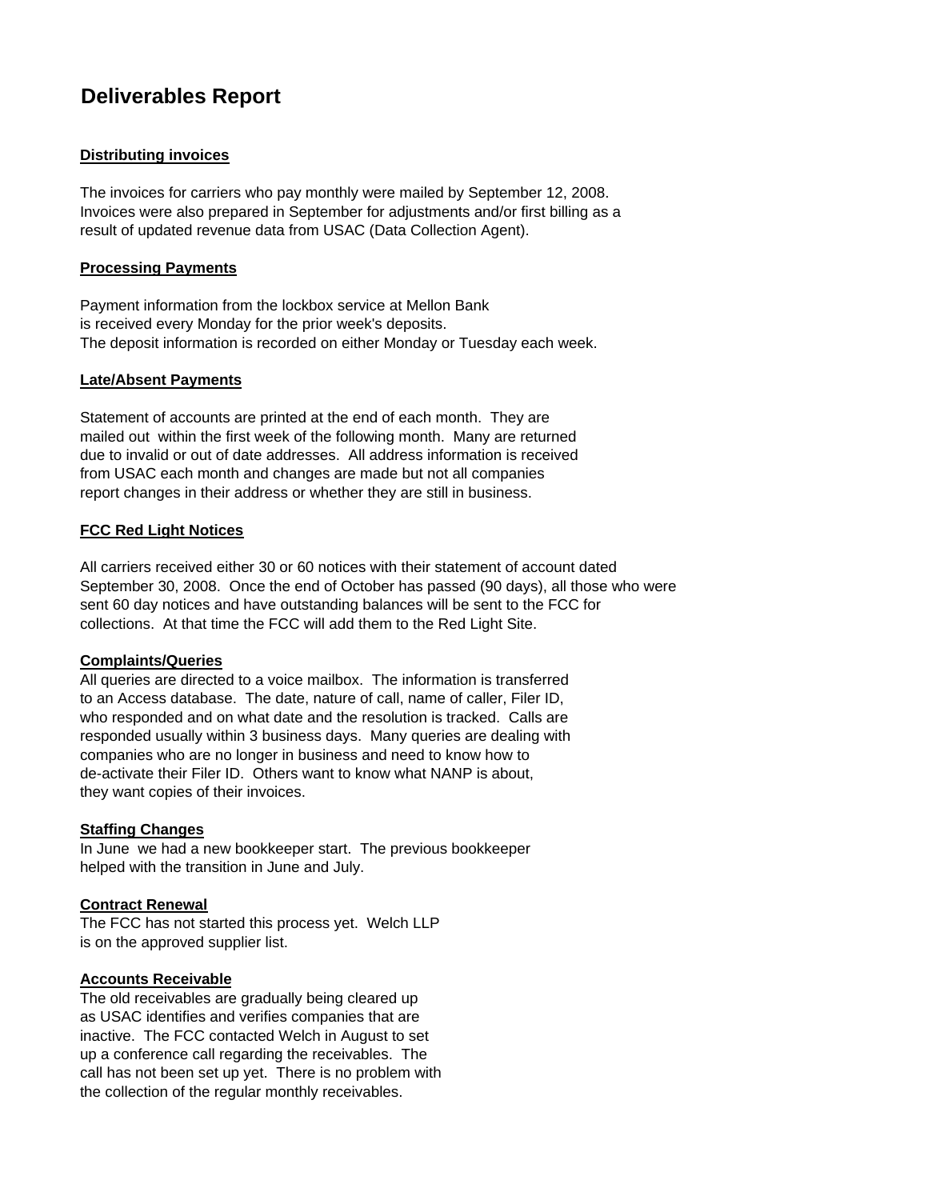# Deliverables Report

**Distributing invoices**

The invoices for carriers who pay monthly were mailed by September 12, 2008. Invoices were also prepared in September for adjustments and/or first billing as a result of updated revenue data from USAC (Data Collection Agent).

**Processing Payments**

Payment information from the lockbox service at Mellon Bank is received every Monday for the prior week's deposits. The deposit information is recorded on either Monday or Tuesday each week.

**Late/Absent Payments**

Statement of accounts are printed at the end of each month. They are mailed out within the first week of the following month. Many are returned due to invalid or out of date addresses. All address information is received from USAC each month and changes are made but not all companies report changes in their address or whether they are still in business.

**FCC Red Light Notices**

All carriers received either 30 or 60 notices with their statement of account dated September 30, 2008. Once the end of October has passed (90 days), all those who were sent 60 day notices and have outstanding balances will be sent to the FCC for collections. At that time the FCC will add them to the Red Light Site.

**Complaints/Queries**

All queries are directed to a voice mailbox. The information is transferred to an Access database. The date, nature of call, name of caller, Filer ID, who responded and on what date and the resolution is tracked. Calls are responded usually within 3 business days. Many queries are dealing with companies who are no longer in business and need to know how to de-activate their Filer ID. Others want to know what NANP is about, they want copies of their invoices.

**Staffing Changes**

In June we had a new bookkeeper start. The previous bookkeeper helped with the transition in June and July.

**Contract Renewal**

The FCC has not started this process yet. Welch LLP is on the approved supplier list.

**Accounts Receivable**

The old receivables are gradually being cleared up as USAC identifies and verifies companies that are inactive. The FCC contacted Welch in August to set up a conference call regarding the receivables. The call has not been set up yet. There is no problem with the collection of the regular monthly receivables.